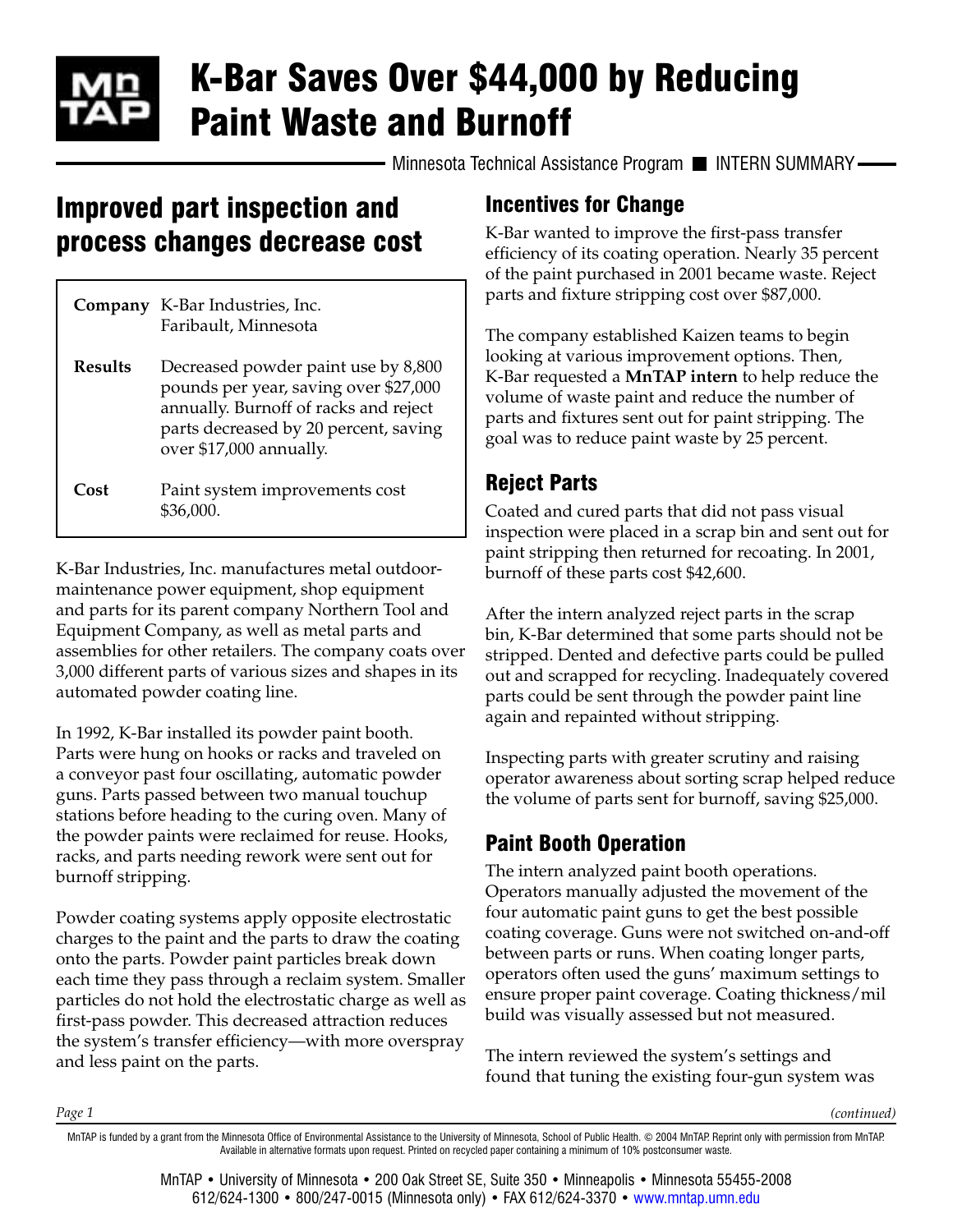# K-Bar Saves Over $44,000 by Reducing Paint Waste and Burnoff

Minnesota Technical Assistance Program ■ INTERN SUMMARY

## Improved part inspection and process changes decrease cost

| | |
|---|---|
| **Company** | K-Bar Industries, Inc. Faribault, Minnesota |
| **Results** | Decreased powder paint use by 8,800 pounds per year, saving over $27,000 annually. Burnoff of racks and reject parts decreased by 20 percent, saving over $17,000 annually. |
| **Cost** | Paint system improvements cost $36,000. |

K-Bar Industries, Inc. manufactures metal outdoor-maintenance power equipment, shop equipment and parts for its parent company Northern Tool and Equipment Company, as well as metal parts and assemblies for other retailers. The company coats over 3,000 different parts of various sizes and shapes in its automated powder coating line.

In 1992, K-Bar installed its powder paint booth. Parts were hung on hooks or racks and traveled on a conveyor past four oscillating, automatic powder guns. Parts passed between two manual touchup stations before heading to the curing oven. Many of the powder paints were reclaimed for reuse. Hooks, racks, and parts needing rework were sent out for burnoff stripping.

Powder coating systems apply opposite electrostatic charges to the paint and the parts to draw the coating onto the parts. Powder paint particles break down each time they pass through a reclaim system. Smaller particles do not hold the electrostatic charge as well as first-pass powder. This decreased attraction reduces the system's transfer efficiency—with more overspray and less paint on the parts.

## Incentives for Change

K-Bar wanted to improve the first-pass transfer efficiency of its coating operation. Nearly 35 percent of the paint purchased in 2001 became waste. Reject parts and fixture stripping cost over $87,000.

The company established Kaizen teams to begin looking at various improvement options. Then, K-Bar requested a **MnTAP intern** to help reduce the volume of waste paint and reduce the number of parts and fixtures sent out for paint stripping. The goal was to reduce paint waste by 25 percent.

## Reject Parts

Coated and cured parts that did not pass visual inspection were placed in a scrap bin and sent out for paint stripping then returned for recoating. In 2001, burnoff of these parts cost $42,600.

After the intern analyzed reject parts in the scrap bin, K-Bar determined that some parts should not be stripped. Dented and defective parts could be pulled out and scrapped for recycling. Inadequately covered parts could be sent through the powder paint line again and repainted without stripping.

Inspecting parts with greater scrutiny and raising operator awareness about sorting scrap helped reduce the volume of parts sent for burnoff, saving $25,000.

## Paint Booth Operation

The intern analyzed paint booth operations. Operators manually adjusted the movement of the four automatic paint guns to get the best possible coating coverage. Guns were not switched on-and-off between parts or runs. When coating longer parts, operators often used the guns' maximum settings to ensure proper paint coverage. Coating thickness/mil build was visually assessed but not measured.

The intern reviewed the system's settings and found that tuning the existing four-gun system was

*(continued)*

MnTAP is funded by a grant from the Minnesota Office of Environmental Assistance to the University of Minnesota, School of Public Health. © 2004 MnTAP. Reprint only with permission from MnTAP. Available in alternative formats upon request. Printed on recycled paper containing a minimum of 10% postconsumer waste.

MnTAP • University of Minnesota • 200 Oak Street SE, Suite 350 • Minneapolis • Minnesota 55455-2008
612/624-1300 • 800/247-0015 (Minnesota only) • FAX 612/624-3370 • www.mntap.umn.edu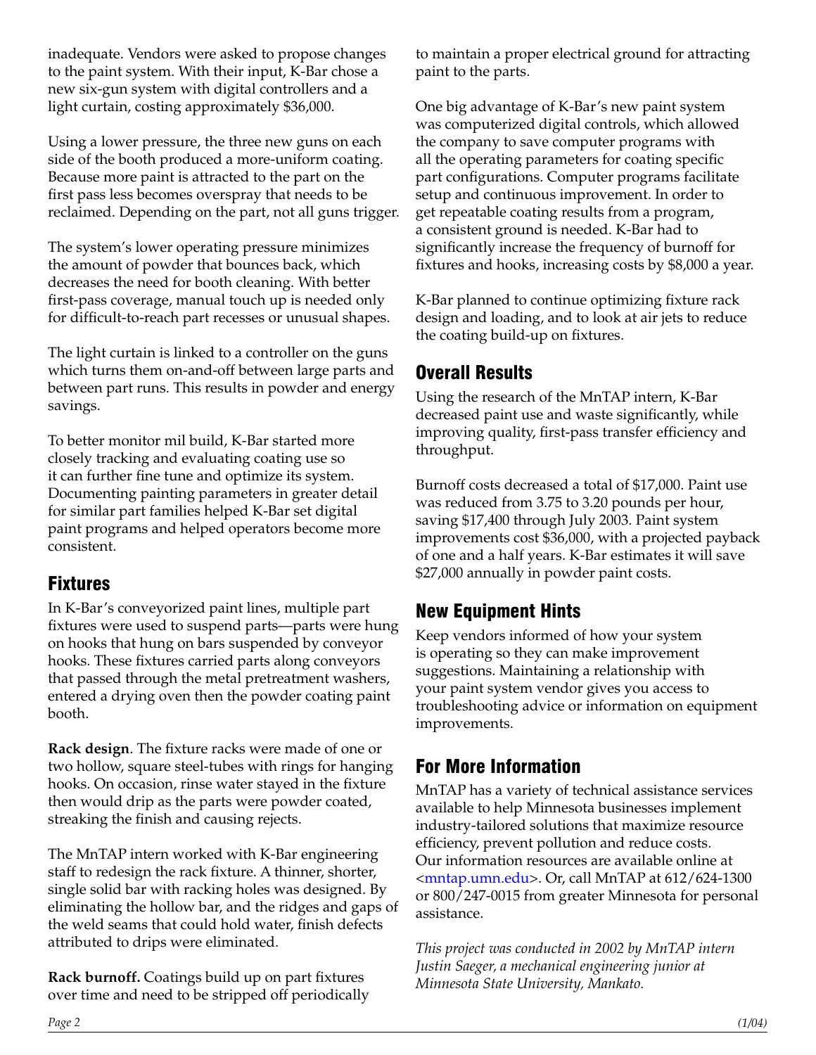inadequate. Vendors were asked to propose changes to the paint system. With their input, K-Bar chose a new six-gun system with digital controllers and a light curtain, costing approximately $36,000.

Using a lower pressure, the three new guns on each side of the booth produced a more-uniform coating. Because more paint is attracted to the part on the first pass less becomes overspray that needs to be reclaimed. Depending on the part, not all guns trigger.

The system's lower operating pressure minimizes the amount of powder that bounces back, which decreases the need for booth cleaning. With better first-pass coverage, manual touch up is needed only for difficult-to-reach part recesses or unusual shapes.

The light curtain is linked to a controller on the guns which turns them on-and-off between large parts and between part runs. This results in powder and energy savings.

To better monitor mil build, K-Bar started more closely tracking and evaluating coating use so it can further fine tune and optimize its system. Documenting painting parameters in greater detail for similar part families helped K-Bar set digital paint programs and helped operators become more consistent.

## Fixtures

In K-Bar's conveyorized paint lines, multiple part fixtures were used to suspend parts—parts were hung on hooks that hung on bars suspended by conveyor hooks. These fixtures carried parts along conveyors that passed through the metal pretreatment washers, entered a drying oven then the powder coating paint booth.

**Rack design**. The fixture racks were made of one or two hollow, square steel-tubes with rings for hanging hooks. On occasion, rinse water stayed in the fixture then would drip as the parts were powder coated, streaking the finish and causing rejects.

The MnTAP intern worked with K-Bar engineering staff to redesign the rack fixture. A thinner, shorter, single solid bar with racking holes was designed. By eliminating the hollow bar, and the ridges and gaps of the weld seams that could hold water, finish defects attributed to drips were eliminated.

**Rack burnoff.** Coatings build up on part fixtures over time and need to be stripped off periodically to maintain a proper electrical ground for attracting paint to the parts.

One big advantage of K-Bar's new paint system was computerized digital controls, which allowed the company to save computer programs with all the operating parameters for coating specific part configurations. Computer programs facilitate setup and continuous improvement. In order to get repeatable coating results from a program, a consistent ground is needed. K-Bar had to significantly increase the frequency of burnoff for fixtures and hooks, increasing costs by $8,000 a year.

K-Bar planned to continue optimizing fixture rack design and loading, and to look at air jets to reduce the coating build-up on fixtures.

## Overall Results

Using the research of the MnTAP intern, K-Bar decreased paint use and waste significantly, while improving quality, first-pass transfer efficiency and throughput.

Burnoff costs decreased a total of $17,000. Paint use was reduced from 3.75 to 3.20 pounds per hour, saving $17,400 through July 2003. Paint system improvements cost $36,000, with a projected payback of one and a half years. K-Bar estimates it will save $27,000 annually in powder paint costs.

## New Equipment Hints

Keep vendors informed of how your system is operating so they can make improvement suggestions. Maintaining a relationship with your paint system vendor gives you access to troubleshooting advice or information on equipment improvements.

## For More Information

MnTAP has a variety of technical assistance services available to help Minnesota businesses implement industry-tailored solutions that maximize resource efficiency, prevent pollution and reduce costs. Our information resources are available online at <mntap.umn.edu>. Or, call MnTAP at 612/624-1300 or 800/247-0015 from greater Minnesota for personal assistance.

*This project was conducted in 2002 by MnTAP intern Justin Saeger, a mechanical engineering junior at Minnesota State University, Mankato.*